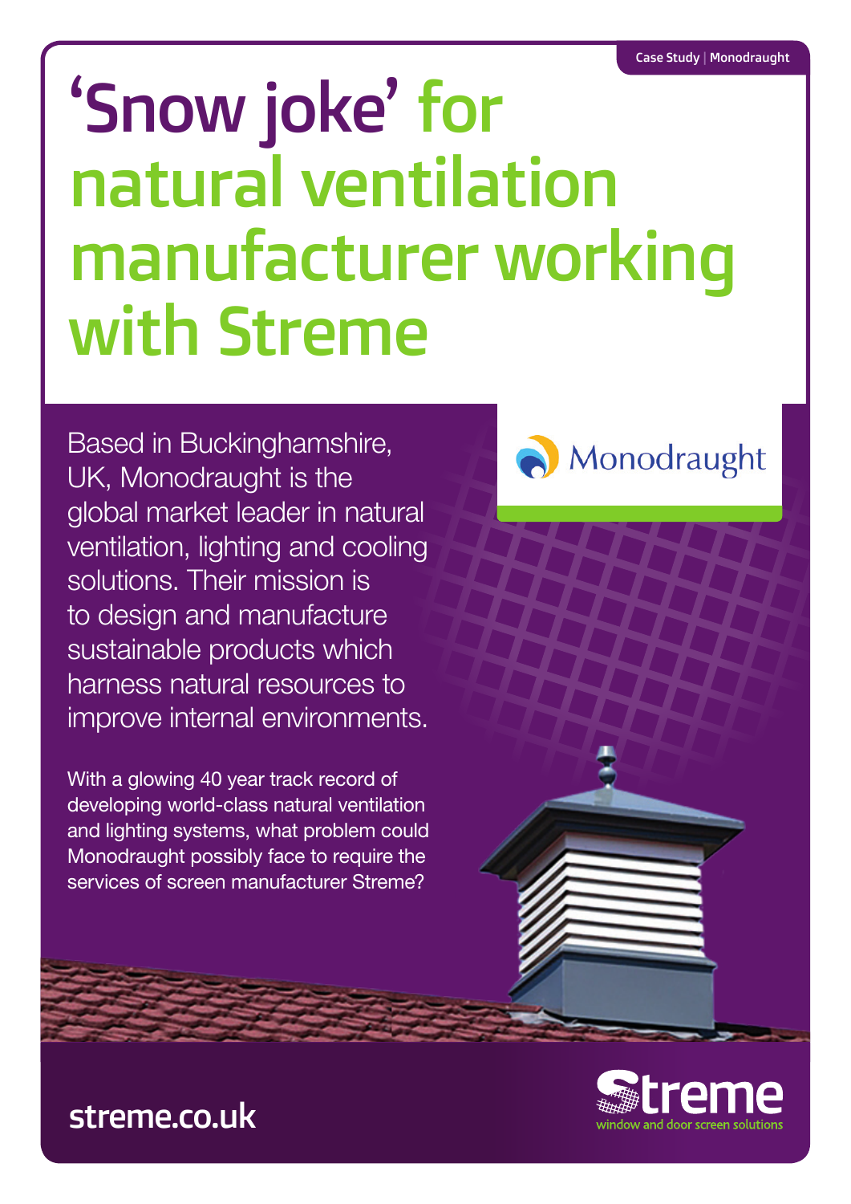Case Study | Monodraught

# 'Snow joke' for natural ventilation manufacturer working with Streme

Based in Buckinghamshire, UK, Monodraught is the global market leader in natural ventilation, lighting and cooling solutions. Their mission is to design and manufacture sustainable products which harness natural resources to improve internal environments.

With a glowing 40 year track record of developing world-class natural ventilation and lighting systems, what problem could Monodraught possibly face to require the services of screen manufacturer Streme?

streme.co.uk

Streme
window and door screen solutions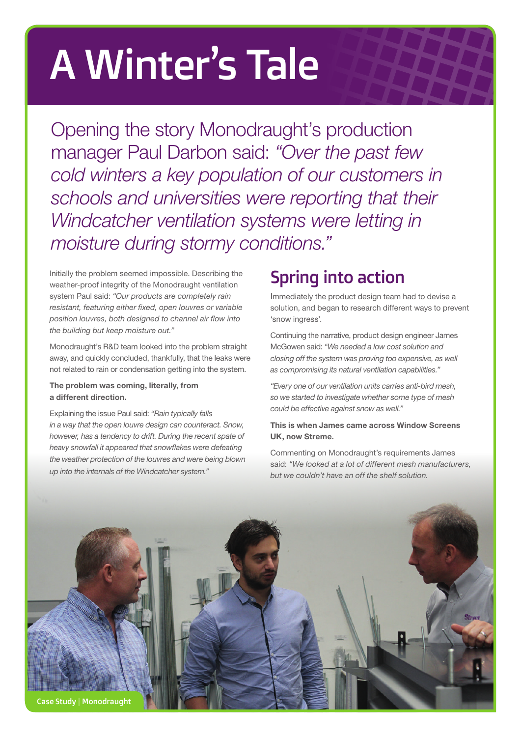# A Winter's Tale

Opening the story Monodraught's production manager Paul Darbon said: *"Over the past few cold winters a key population of our customers in schools and universities were reporting that their Windcatcher ventilation systems were letting in moisture during stormy conditions."*

Initially the problem seemed impossible. Describing the weather-proof integrity of the Monodraught ventilation system Paul said: *"Our products are completely rain resistant, featuring either fixed, open louvres or variable position louvres, both designed to channel air flow into the building but keep moisture out."*

Monodraught's R&D team looked into the problem straight away, and quickly concluded, thankfully, that the leaks were not related to rain or condensation getting into the system.

**The problem was coming, literally, from a different direction.**

Explaining the issue Paul said: *"Rain typically falls in a way that the open louvre design can counteract. Snow, however, has a tendency to drift. During the recent spate of heavy snowfall it appeared that snowflakes were defeating the weather protection of the louvres and were being blown up into the internals of the Windcatcher system."*

## Spring into action

Immediately the product design team had to devise a solution, and began to research different ways to prevent 'snow ingress'.

Continuing the narrative, product design engineer James McGowen said: *"We needed a low cost solution and closing off the system was proving too expensive, as well as compromising its natural ventilation capabilities."*

*"Every one of our ventilation units carries anti-bird mesh, so we started to investigate whether some type of mesh could be effective against snow as well."*

**This is when James came across Window Screens UK, now Streme.**

Commenting on Monodraught's requirements James said: *"We looked at a lot of different mesh manufacturers, but we couldn't have an off the shelf solution.*

Case Study | Monodraught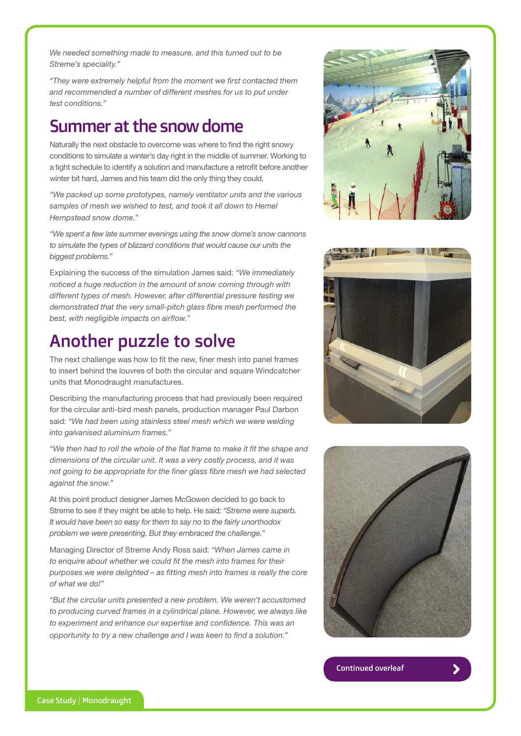*We needed something made to measure, and this turned out to be Streme's speciality."*

*"They were extremely helpful from the moment we first contacted them and recommended a number of different meshes for us to put under test conditions."*

## Summer at the snow dome

Naturally the next obstacle to overcome was where to find the right snowy conditions to simulate a winter's day right in the middle of summer. Working to a tight schedule to identify a solution and manufacture a retrofit before another winter bit hard, James and his team did the only thing they could.

*"We packed up some prototypes, namely ventilator units and the various samples of mesh we wished to test, and took it all down to Hemel Hempstead snow dome."*

*"We spent a few late summer evenings using the snow dome's snow cannons to simulate the types of blizzard conditions that would cause our units the biggest problems."*

Explaining the success of the simulation James said: *"We immediately noticed a huge reduction in the amount of snow coming through with different types of mesh. However, after differential pressure testing we demonstrated that the very small-pitch glass fibre mesh performed the best, with negligible impacts on airflow."*

## Another puzzle to solve

The next challenge was how to fit the new, finer mesh into panel frames to insert behind the louvres of both the circular and square Windcatcher units that Monodraught manufactures.

Describing the manufacturing process that had previously been required for the circular anti-bird mesh panels, production manager Paul Darbon said: *"We had been using stainless steel mesh which we were welding into galvanised aluminium frames."*

*"We then had to roll the whole of the flat frame to make it fit the shape and dimensions of the circular unit. It was a very costly process, and it was not going to be appropriate for the finer glass fibre mesh we had selected against the snow."*

At this point product designer James McGowen decided to go back to Streme to see if they might be able to help. He said: *"Streme were superb. It would have been so easy for them to say no to the fairly unorthodox problem we were presenting. But they embraced the challenge."*

Managing Director of Streme Andy Ross said: *"When James came in to enquire about whether we could fit the mesh into frames for their purposes we were delighted – as fitting mesh into frames is really the core of what we do!"*

*"But the circular units presented a new problem. We weren't accustomed to producing curved frames in a cylindrical plane. However, we always like to experiment and enhance our expertise and confidence. This was an opportunity to try a new challenge and I was keen to find a solution."*

Continued overleaf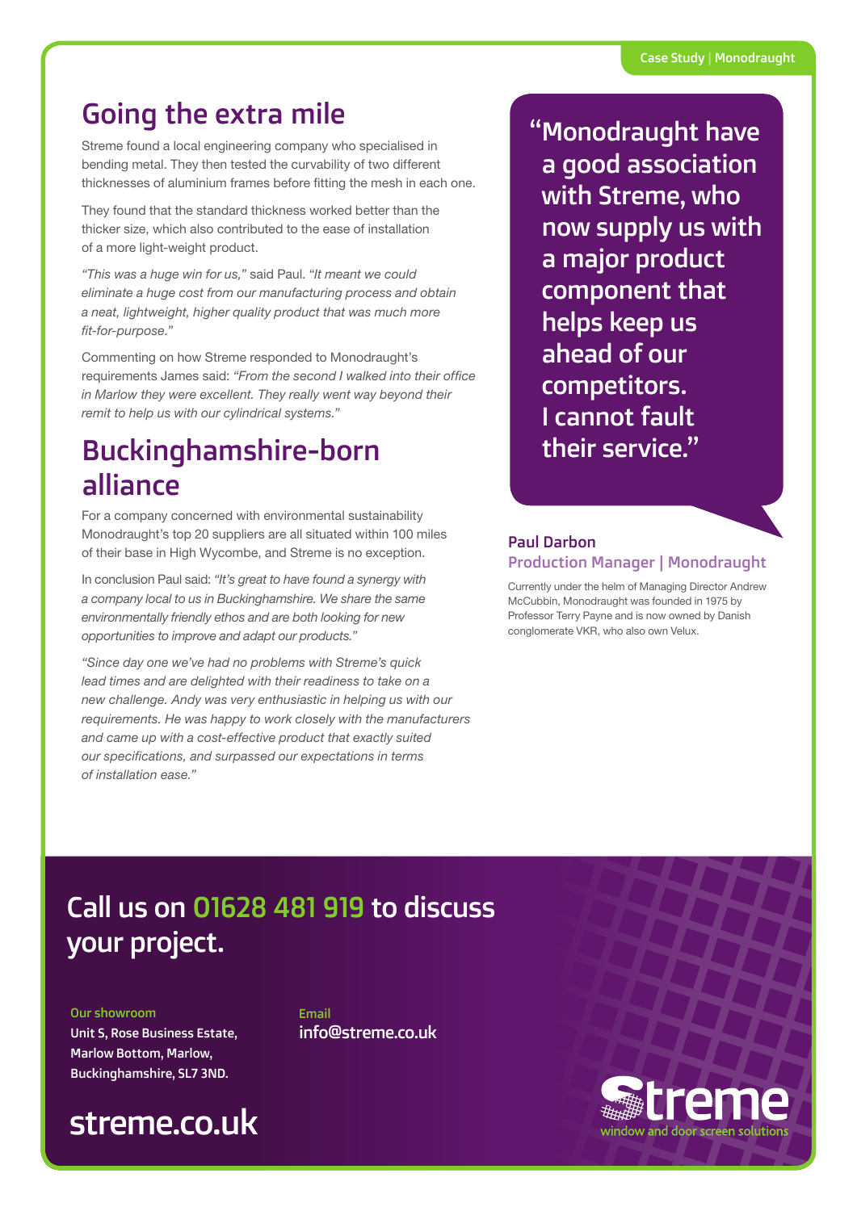## Going the extra mile

Streme found a local engineering company who specialised in bending metal. They then tested the curvability of two different thicknesses of aluminium frames before fitting the mesh in each one.

They found that the standard thickness worked better than the thicker size, which also contributed to the ease of installation of a more light-weight product.

*"This was a huge win for us,"* said Paul. "*It meant we could eliminate a huge cost from our manufacturing process and obtain a neat, lightweight, higher quality product that was much more fit-for-purpose."*

Commenting on how Streme responded to Monodraught's requirements James said: *"From the second I walked into their office in Marlow they were excellent. They really went way beyond their remit to help us with our cylindrical systems."*

## Buckinghamshire-born alliance

For a company concerned with environmental sustainability Monodraught's top 20 suppliers are all situated within 100 miles of their base in High Wycombe, and Streme is no exception.

In conclusion Paul said: *"It's great to have found a synergy with a company local to us in Buckinghamshire. We share the same environmentally friendly ethos and are both looking for new opportunities to improve and adapt our products."*

*"Since day one we've had no problems with Streme's quick lead times and are delighted with their readiness to take on a new challenge. Andy was very enthusiastic in helping us with our requirements. He was happy to work closely with the manufacturers and came up with a cost-effective product that exactly suited our specifications, and surpassed our expectations in terms of installation ease."*

> "Monodraught have a good association with Streme, who now supply us with a major product component that helps keep us ahead of our competitors. I cannot fault their service."

**Paul Darbon**
Production Manager | Monodraught

Currently under the helm of Managing Director Andrew McCubbin, Monodraught was founded in 1975 by Professor Terry Payne and is now owned by Danish conglomerate VKR, who also own Velux.

## Call us on 01628 481 919 to discuss your project.

Our showroom
Unit S, Rose Business Estate,
Marlow Bottom, Marlow,
Buckinghamshire, SL7 3ND.

Email
info@streme.co.uk

streme.co.uk

Streme
window and door screen solutions